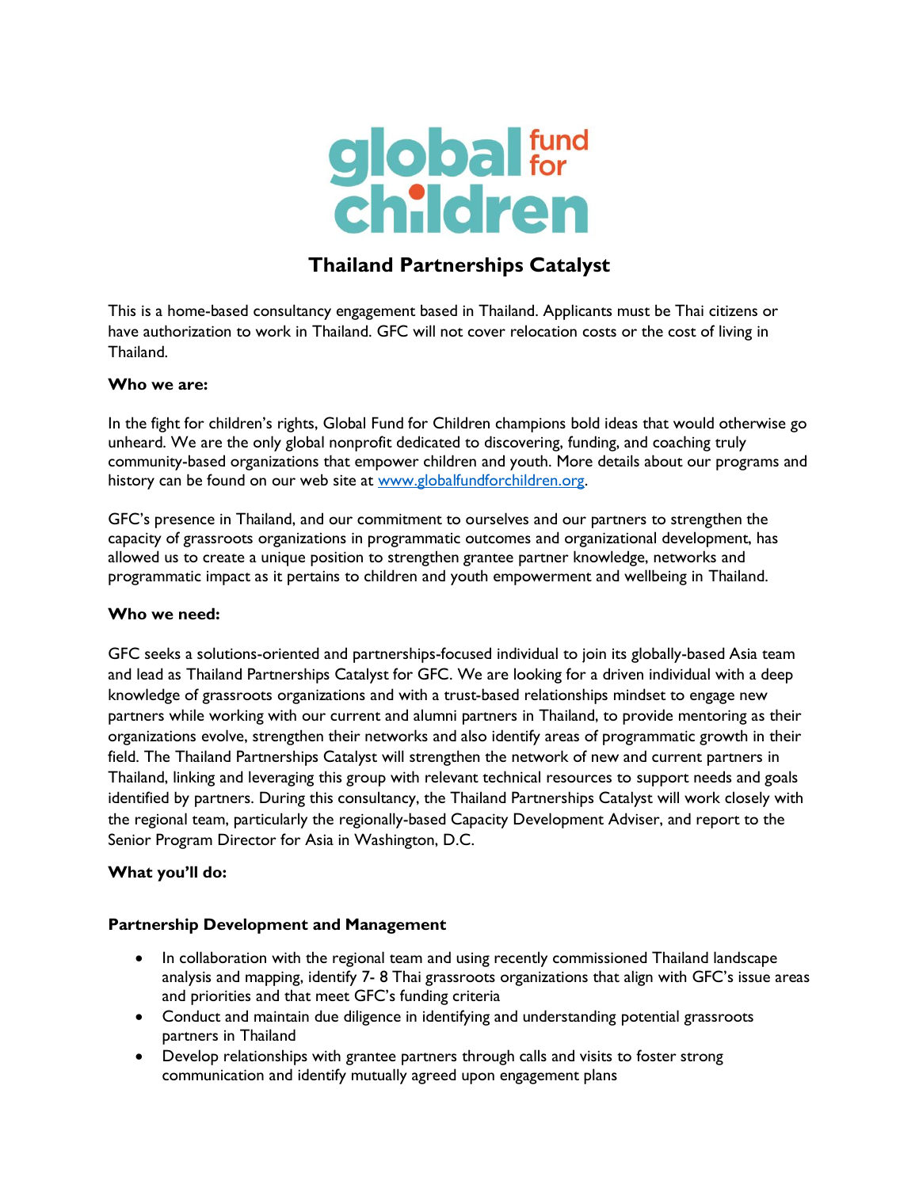# Thailand Partnerships Catalyst

This is a home-based consultancy engagement based in Thailand. Applicants must be Thai citizens or have authorization to work in Thailand. GFC will not cover relocation costs or the cost of living in Thailand.

**Who we are:**

In the fight for children's rights, Global Fund for Children champions bold ideas that would otherwise go unheard. We are the only global nonprofit dedicated to discovering, funding, and coaching truly community-based organizations that empower children and youth. More details about our programs and history can be found on our web site at [www.globalfundforchildren.org](www.globalfundforchildren.org).

GFC's presence in Thailand, and our commitment to ourselves and our partners to strengthen the capacity of grassroots organizations in programmatic outcomes and organizational development, has allowed us to create a unique position to strengthen grantee partner knowledge, networks and programmatic impact as it pertains to children and youth empowerment and wellbeing in Thailand.

**Who we need:**

GFC seeks a solutions-oriented and partnerships-focused individual to join its globally-based Asia team and lead as Thailand Partnerships Catalyst for GFC. We are looking for a driven individual with a deep knowledge of grassroots organizations and with a trust-based relationships mindset to engage new partners while working with our current and alumni partners in Thailand, to provide mentoring as their organizations evolve, strengthen their networks and also identify areas of programmatic growth in their field. The Thailand Partnerships Catalyst will strengthen the network of new and current partners in Thailand, linking and leveraging this group with relevant technical resources to support needs and goals identified by partners. During this consultancy, the Thailand Partnerships Catalyst will work closely with the regional team, particularly the regionally-based Capacity Development Adviser, and report to the Senior Program Director for Asia in Washington, D.C.

**What you'll do:**

**Partnership Development and Management**

- In collaboration with the regional team and using recently commissioned Thailand landscape analysis and mapping, identify 7- 8 Thai grassroots organizations that align with GFC's issue areas and priorities and that meet GFC's funding criteria
- Conduct and maintain due diligence in identifying and understanding potential grassroots partners in Thailand
- Develop relationships with grantee partners through calls and visits to foster strong communication and identify mutually agreed upon engagement plans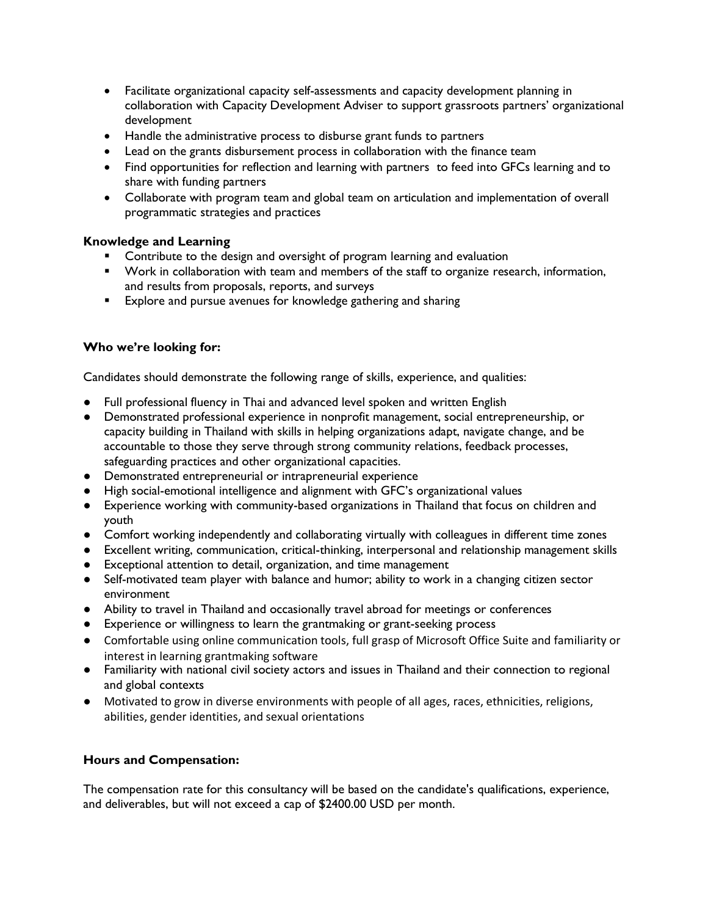- Facilitate organizational capacity self-assessments and capacity development planning in collaboration with Capacity Development Adviser to support grassroots partners' organizational development
- Handle the administrative process to disburse grant funds to partners
- Lead on the grants disbursement process in collaboration with the finance team
- Find opportunities for reflection and learning with partners to feed into GFCs learning and to share with funding partners
- Collaborate with program team and global team on articulation and implementation of overall programmatic strategies and practices

**Knowledge and Learning**

- Contribute to the design and oversight of program learning and evaluation
- Work in collaboration with team and members of the staff to organize research, information, and results from proposals, reports, and surveys
- Explore and pursue avenues for knowledge gathering and sharing

**Who we're looking for:**

Candidates should demonstrate the following range of skills, experience, and qualities:

- Full professional fluency in Thai and advanced level spoken and written English
- Demonstrated professional experience in nonprofit management, social entrepreneurship, or capacity building in Thailand with skills in helping organizations adapt, navigate change, and be accountable to those they serve through strong community relations, feedback processes, safeguarding practices and other organizational capacities.
- Demonstrated entrepreneurial or intrapreneurial experience
- High social-emotional intelligence and alignment with GFC's organizational values
- Experience working with community-based organizations in Thailand that focus on children and youth
- Comfort working independently and collaborating virtually with colleagues in different time zones
- Excellent writing, communication, critical-thinking, interpersonal and relationship management skills
- Exceptional attention to detail, organization, and time management
- Self-motivated team player with balance and humor; ability to work in a changing citizen sector environment
- Ability to travel in Thailand and occasionally travel abroad for meetings or conferences
- Experience or willingness to learn the grantmaking or grant-seeking process
- Comfortable using online communication tools, full grasp of Microsoft Office Suite and familiarity or interest in learning grantmaking software
- Familiarity with national civil society actors and issues in Thailand and their connection to regional and global contexts
- Motivated to grow in diverse environments with people of all ages, races, ethnicities, religions, abilities, gender identities, and sexual orientations

**Hours and Compensation:**

The compensation rate for this consultancy will be based on the candidate's qualifications, experience, and deliverables, but will not exceed a cap of $2400.00 USD per month.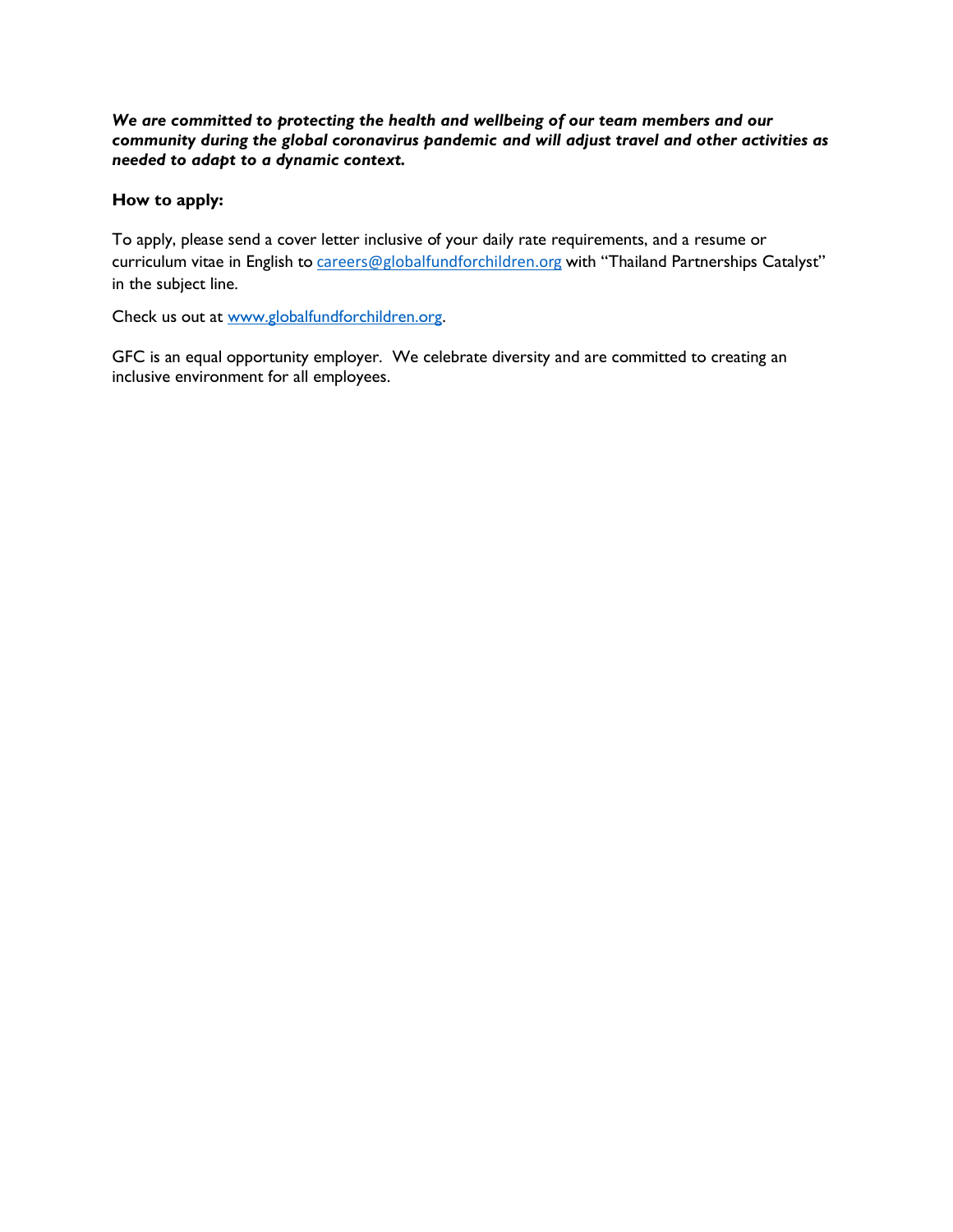***We are committed to protecting the health and wellbeing of our team members and our community during the global coronavirus pandemic and will adjust travel and other activities as needed to adapt to a dynamic context.***

**How to apply:**

To apply, please send a cover letter inclusive of your daily rate requirements, and a resume or curriculum vitae in English to careers@globalfundforchildren.org with "Thailand Partnerships Catalyst" in the subject line.

Check us out at www.globalfundforchildren.org.

GFC is an equal opportunity employer. We celebrate diversity and are committed to creating an inclusive environment for all employees.